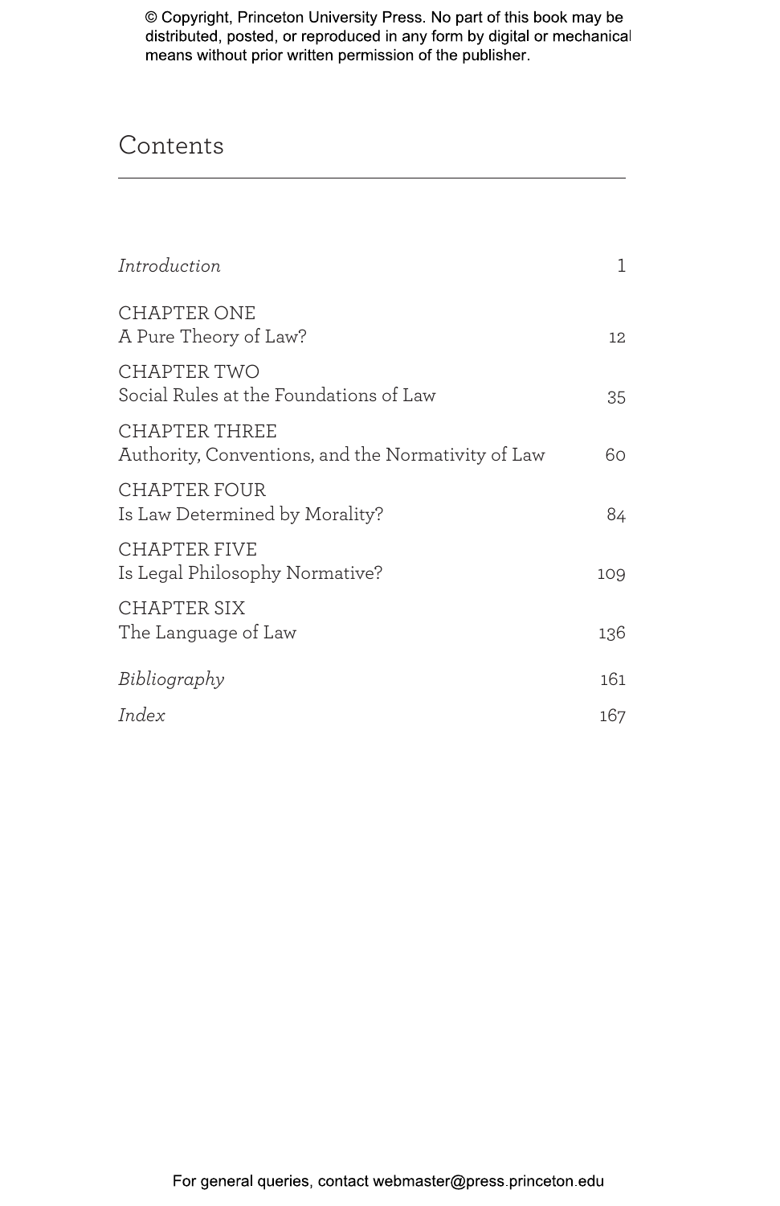© Copyright, Princeton University Press. No part of this book may be distributed, posted, or reproduced in any form by digital or mechanical means without prior written permission of the publisher.

# Contents

*Introduction* 1

CHAPTER ONE
A Pure Theory of Law? 12

CHAPTER TWO
Social Rules at the Foundations of Law 35

CHAPTER THREE
Authority, Conventions, and the Normativity of Law 60

CHAPTER FOUR
Is Law Determined by Morality? 84

CHAPTER FIVE
Is Legal Philosophy Normative? 109

CHAPTER SIX
The Language of Law 136

*Bibliography* 161

*Index* 167

For general queries, contact webmaster@press.princeton.edu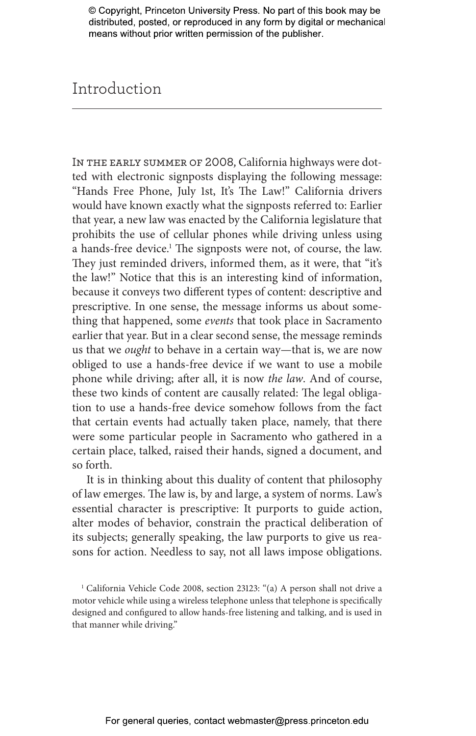# Introduction

In the early summer of 2008, California highways were dotted with electronic signposts displaying the following message: "Hands Free Phone, July 1st, It's The Law!" California drivers would have known exactly what the signposts referred to: Earlier that year, a new law was enacted by the California legislature that prohibits the use of cellular phones while driving unless using a hands-free device.[1] The signposts were not, of course, the law. They just reminded drivers, informed them, as it were, that "it's the law!" Notice that this is an interesting kind of information, because it conveys two different types of content: descriptive and prescriptive. In one sense, the message informs us about something that happened, some *events* that took place in Sacramento earlier that year. But in a clear second sense, the message reminds us that we *ought* to behave in a certain way—that is, we are now obliged to use a hands-free device if we want to use a mobile phone while driving; after all, it is now *the law*. And of course, these two kinds of content are causally related: The legal obligation to use a hands-free device somehow follows from the fact that certain events had actually taken place, namely, that there were some particular people in Sacramento who gathered in a certain place, talked, raised their hands, signed a document, and so forth.

It is in thinking about this duality of content that philosophy of law emerges. The law is, by and large, a system of norms. Law's essential character is prescriptive: It purports to guide action, alter modes of behavior, constrain the practical deliberation of its subjects; generally speaking, the law purports to give us reasons for action. Needless to say, not all laws impose obligations.

[1] California Vehicle Code 2008, section 23123: "(a) A person shall not drive a motor vehicle while using a wireless telephone unless that telephone is specifically designed and configured to allow hands-free listening and talking, and is used in that manner while driving."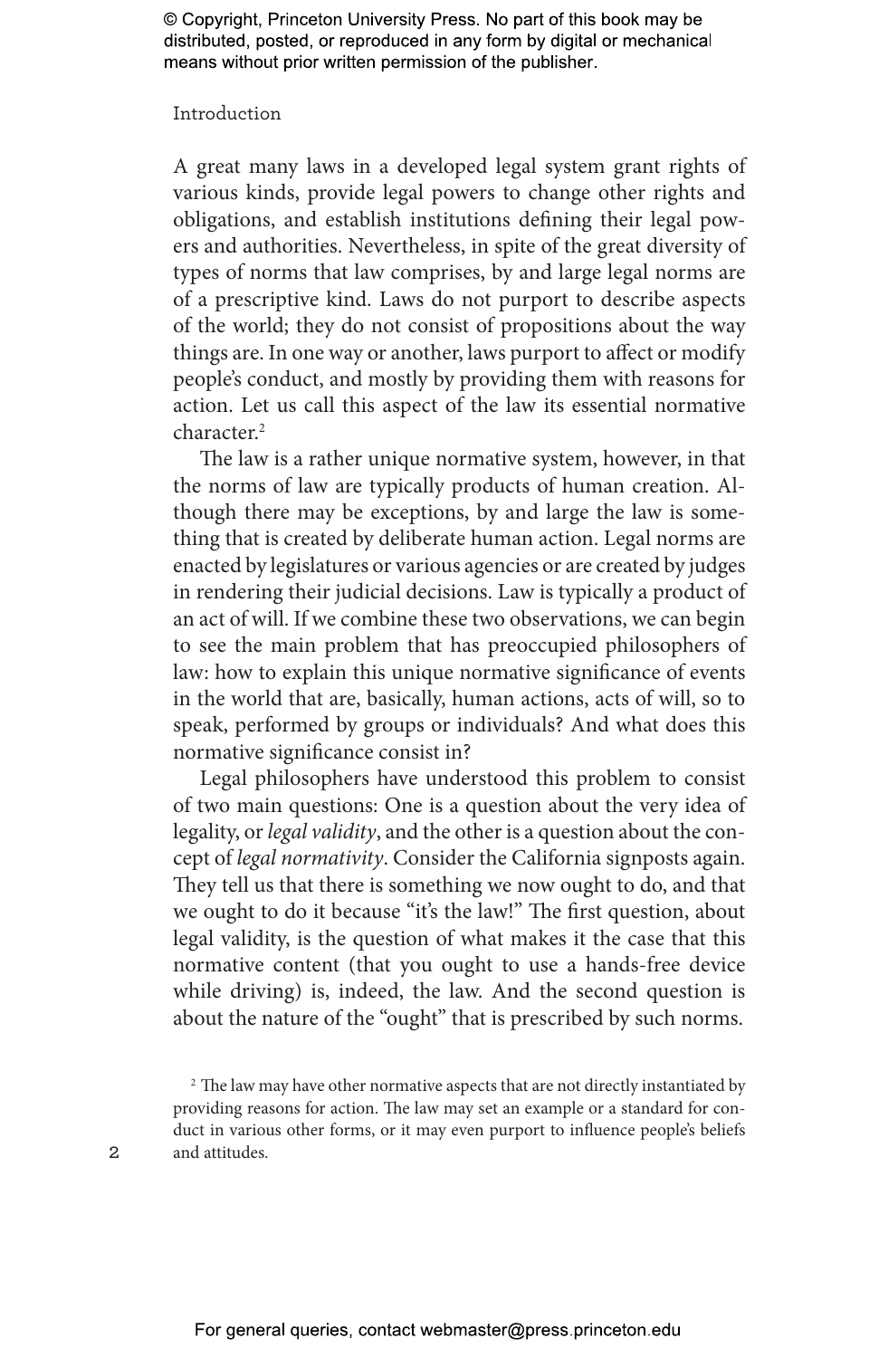A great many laws in a developed legal system grant rights of various kinds, provide legal powers to change other rights and obligations, and establish institutions defining their legal powers and authorities. Nevertheless, in spite of the great diversity of types of norms that law comprises, by and large legal norms are of a prescriptive kind. Laws do not purport to describe aspects of the world; they do not consist of propositions about the way things are. In one way or another, laws purport to affect or modify people's conduct, and mostly by providing them with reasons for action. Let us call this aspect of the law its essential normative character.[2]

The law is a rather unique normative system, however, in that the norms of law are typically products of human creation. Although there may be exceptions, by and large the law is something that is created by deliberate human action. Legal norms are enacted by legislatures or various agencies or are created by judges in rendering their judicial decisions. Law is typically a product of an act of will. If we combine these two observations, we can begin to see the main problem that has preoccupied philosophers of law: how to explain this unique normative significance of events in the world that are, basically, human actions, acts of will, so to speak, performed by groups or individuals? And what does this normative significance consist in?

Legal philosophers have understood this problem to consist of two main questions: One is a question about the very idea of legality, or *legal validity*, and the other is a question about the concept of *legal normativity*. Consider the California signposts again. They tell us that there is something we now ought to do, and that we ought to do it because "it's the law!" The first question, about legal validity, is the question of what makes it the case that this normative content (that you ought to use a hands-free device while driving) is, indeed, the law. And the second question is about the nature of the "ought" that is prescribed by such norms.

[2] The law may have other normative aspects that are not directly instantiated by providing reasons for action. The law may set an example or a standard for conduct in various other forms, or it may even purport to influence people's beliefs and attitudes.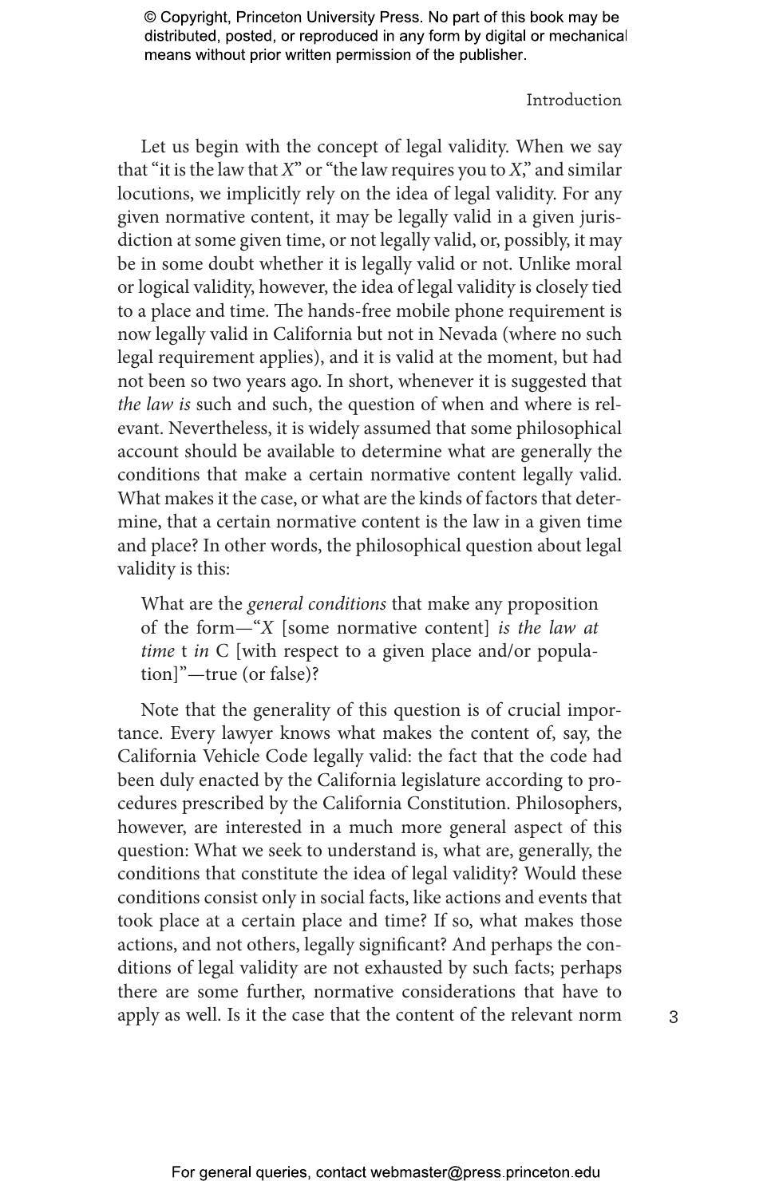Let us begin with the concept of legal validity. When we say that "it is the law that *X*" or "the law requires you to *X*," and similar locutions, we implicitly rely on the idea of legal validity. For any given normative content, it may be legally valid in a given jurisdiction at some given time, or not legally valid, or, possibly, it may be in some doubt whether it is legally valid or not. Unlike moral or logical validity, however, the idea of legal validity is closely tied to a place and time. The hands-free mobile phone requirement is now legally valid in California but not in Nevada (where no such legal requirement applies), and it is valid at the moment, but had not been so two years ago. In short, whenever it is suggested that *the law is* such and such, the question of when and where is relevant. Nevertheless, it is widely assumed that some philosophical account should be available to determine what are generally the conditions that make a certain normative content legally valid. What makes it the case, or what are the kinds of factors that determine, that a certain normative content is the law in a given time and place? In other words, the philosophical question about legal validity is this:

> What are the *general conditions* that make any proposition of the form—"*X* [some normative content] *is the law at time* t *in* C [with respect to a given place and/or population]"—true (or false)?

Note that the generality of this question is of crucial importance. Every lawyer knows what makes the content of, say, the California Vehicle Code legally valid: the fact that the code had been duly enacted by the California legislature according to procedures prescribed by the California Constitution. Philosophers, however, are interested in a much more general aspect of this question: What we seek to understand is, what are, generally, the conditions that constitute the idea of legal validity? Would these conditions consist only in social facts, like actions and events that took place at a certain place and time? If so, what makes those actions, and not others, legally significant? And perhaps the conditions of legal validity are not exhausted by such facts; perhaps there are some further, normative considerations that have to apply as well. Is it the case that the content of the relevant norm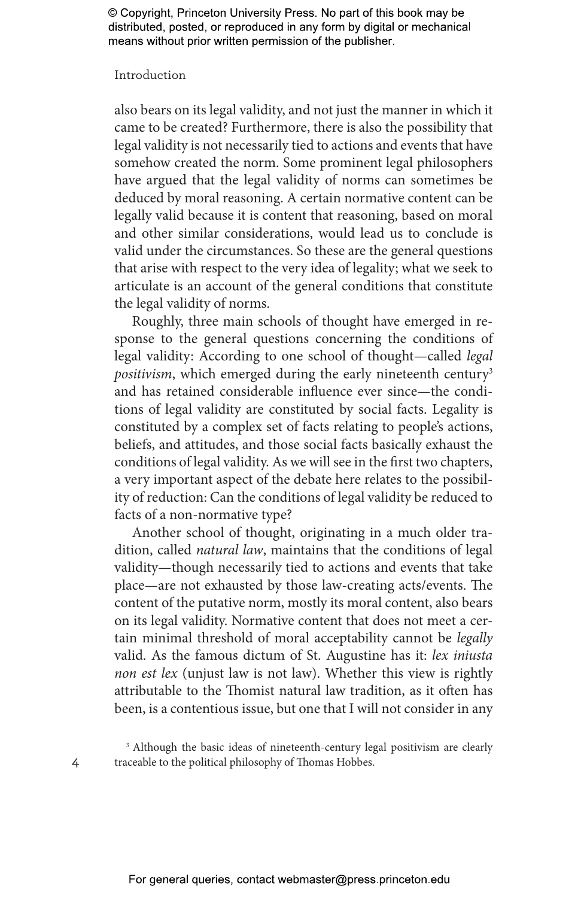also bears on its legal validity, and not just the manner in which it came to be created? Furthermore, there is also the possibility that legal validity is not necessarily tied to actions and events that have somehow created the norm. Some prominent legal philosophers have argued that the legal validity of norms can sometimes be deduced by moral reasoning. A certain normative content can be legally valid because it is content that reasoning, based on moral and other similar considerations, would lead us to conclude is valid under the circumstances. So these are the general questions that arise with respect to the very idea of legality; what we seek to articulate is an account of the general conditions that constitute the legal validity of norms.

Roughly, three main schools of thought have emerged in response to the general questions concerning the conditions of legal validity: According to one school of thought—called *legal positivism*, which emerged during the early nineteenth century[3] and has retained considerable influence ever since—the conditions of legal validity are constituted by social facts. Legality is constituted by a complex set of facts relating to people's actions, beliefs, and attitudes, and those social facts basically exhaust the conditions of legal validity. As we will see in the first two chapters, a very important aspect of the debate here relates to the possibility of reduction: Can the conditions of legal validity be reduced to facts of a non-normative type?

Another school of thought, originating in a much older tradition, called *natural law*, maintains that the conditions of legal validity—though necessarily tied to actions and events that take place—are not exhausted by those law-creating acts/events. The content of the putative norm, mostly its moral content, also bears on its legal validity. Normative content that does not meet a certain minimal threshold of moral acceptability cannot be *legally* valid. As the famous dictum of St. Augustine has it: *lex iniusta non est lex* (unjust law is not law). Whether this view is rightly attributable to the Thomist natural law tradition, as it often has been, is a contentious issue, but one that I will not consider in any

[3] Although the basic ideas of nineteenth-century legal positivism are clearly traceable to the political philosophy of Thomas Hobbes.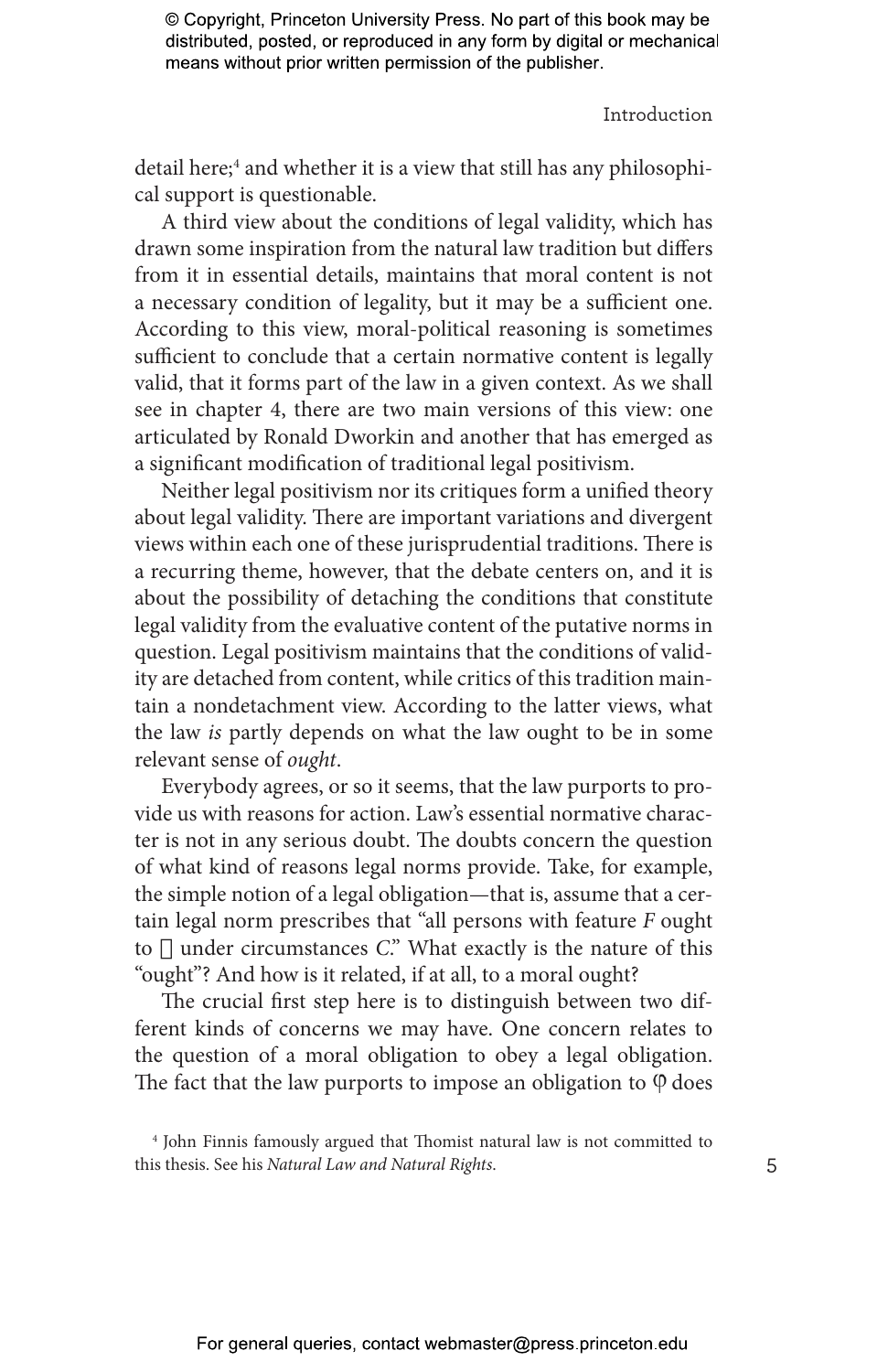detail here;[4] and whether it is a view that still has any philosophical support is questionable.

A third view about the conditions of legal validity, which has drawn some inspiration from the natural law tradition but differs from it in essential details, maintains that moral content is not a necessary condition of legality, but it may be a sufficient one. According to this view, moral-political reasoning is sometimes sufficient to conclude that a certain normative content is legally valid, that it forms part of the law in a given context. As we shall see in chapter 4, there are two main versions of this view: one articulated by Ronald Dworkin and another that has emerged as a significant modification of traditional legal positivism.

Neither legal positivism nor its critiques form a unified theory about legal validity. There are important variations and divergent views within each one of these jurisprudential traditions. There is a recurring theme, however, that the debate centers on, and it is about the possibility of detaching the conditions that constitute legal validity from the evaluative content of the putative norms in question. Legal positivism maintains that the conditions of validity are detached from content, while critics of this tradition maintain a nondetachment view. According to the latter views, what the law *is* partly depends on what the law ought to be in some relevant sense of *ought*.

Everybody agrees, or so it seems, that the law purports to provide us with reasons for action. Law's essential normative character is not in any serious doubt. The doubts concern the question of what kind of reasons legal norms provide. Take, for example, the simple notion of a legal obligation—that is, assume that a certain legal norm prescribes that "all persons with feature *F* ought to φ under circumstances *C*." What exactly is the nature of this "ought"? And how is it related, if at all, to a moral ought?

The crucial first step here is to distinguish between two different kinds of concerns we may have. One concern relates to the question of a moral obligation to obey a legal obligation. The fact that the law purports to impose an obligation to φ does

[4] John Finnis famously argued that Thomist natural law is not committed to this thesis. See his *Natural Law and Natural Rights*.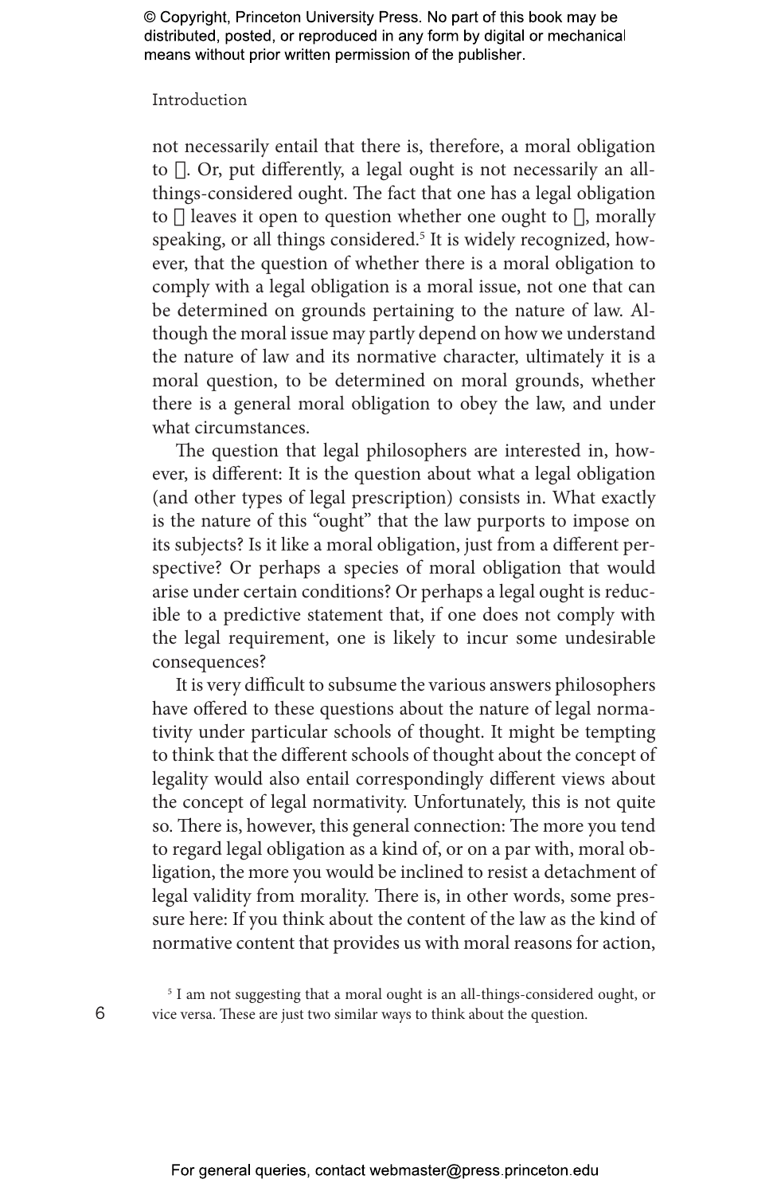not necessarily entail that there is, therefore, a moral obligation to φ. Or, put differently, a legal ought is not necessarily an all-things-considered ought. The fact that one has a legal obligation to φ leaves it open to question whether one ought to φ, morally speaking, or all things considered.[5] It is widely recognized, however, that the question of whether there is a moral obligation to comply with a legal obligation is a moral issue, not one that can be determined on grounds pertaining to the nature of law. Although the moral issue may partly depend on how we understand the nature of law and its normative character, ultimately it is a moral question, to be determined on moral grounds, whether there is a general moral obligation to obey the law, and under what circumstances.

The question that legal philosophers are interested in, however, is different: It is the question about what a legal obligation (and other types of legal prescription) consists in. What exactly is the nature of this "ought" that the law purports to impose on its subjects? Is it like a moral obligation, just from a different perspective? Or perhaps a species of moral obligation that would arise under certain conditions? Or perhaps a legal ought is reducible to a predictive statement that, if one does not comply with the legal requirement, one is likely to incur some undesirable consequences?

It is very difficult to subsume the various answers philosophers have offered to these questions about the nature of legal normativity under particular schools of thought. It might be tempting to think that the different schools of thought about the concept of legality would also entail correspondingly different views about the concept of legal normativity. Unfortunately, this is not quite so. There is, however, this general connection: The more you tend to regard legal obligation as a kind of, or on a par with, moral obligation, the more you would be inclined to resist a detachment of legal validity from morality. There is, in other words, some pressure here: If you think about the content of the law as the kind of normative content that provides us with moral reasons for action,

[5] I am not suggesting that a moral ought is an all-things-considered ought, or vice versa. These are just two similar ways to think about the question.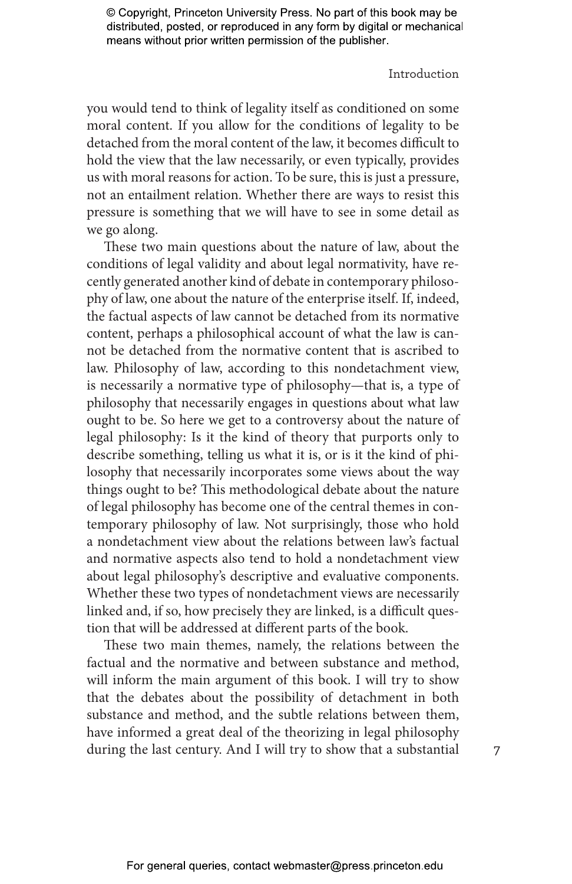you would tend to think of legality itself as conditioned on some moral content. If you allow for the conditions of legality to be detached from the moral content of the law, it becomes difficult to hold the view that the law necessarily, or even typically, provides us with moral reasons for action. To be sure, this is just a pressure, not an entailment relation. Whether there are ways to resist this pressure is something that we will have to see in some detail as we go along.

These two main questions about the nature of law, about the conditions of legal validity and about legal normativity, have recently generated another kind of debate in contemporary philosophy of law, one about the nature of the enterprise itself. If, indeed, the factual aspects of law cannot be detached from its normative content, perhaps a philosophical account of what the law is cannot be detached from the normative content that is ascribed to law. Philosophy of law, according to this nondetachment view, is necessarily a normative type of philosophy—that is, a type of philosophy that necessarily engages in questions about what law ought to be. So here we get to a controversy about the nature of legal philosophy: Is it the kind of theory that purports only to describe something, telling us what it is, or is it the kind of philosophy that necessarily incorporates some views about the way things ought to be? This methodological debate about the nature of legal philosophy has become one of the central themes in contemporary philosophy of law. Not surprisingly, those who hold a nondetachment view about the relations between law's factual and normative aspects also tend to hold a nondetachment view about legal philosophy's descriptive and evaluative components. Whether these two types of nondetachment views are necessarily linked and, if so, how precisely they are linked, is a difficult question that will be addressed at different parts of the book.

These two main themes, namely, the relations between the factual and the normative and between substance and method, will inform the main argument of this book. I will try to show that the debates about the possibility of detachment in both substance and method, and the subtle relations between them, have informed a great deal of the theorizing in legal philosophy during the last century. And I will try to show that a substantial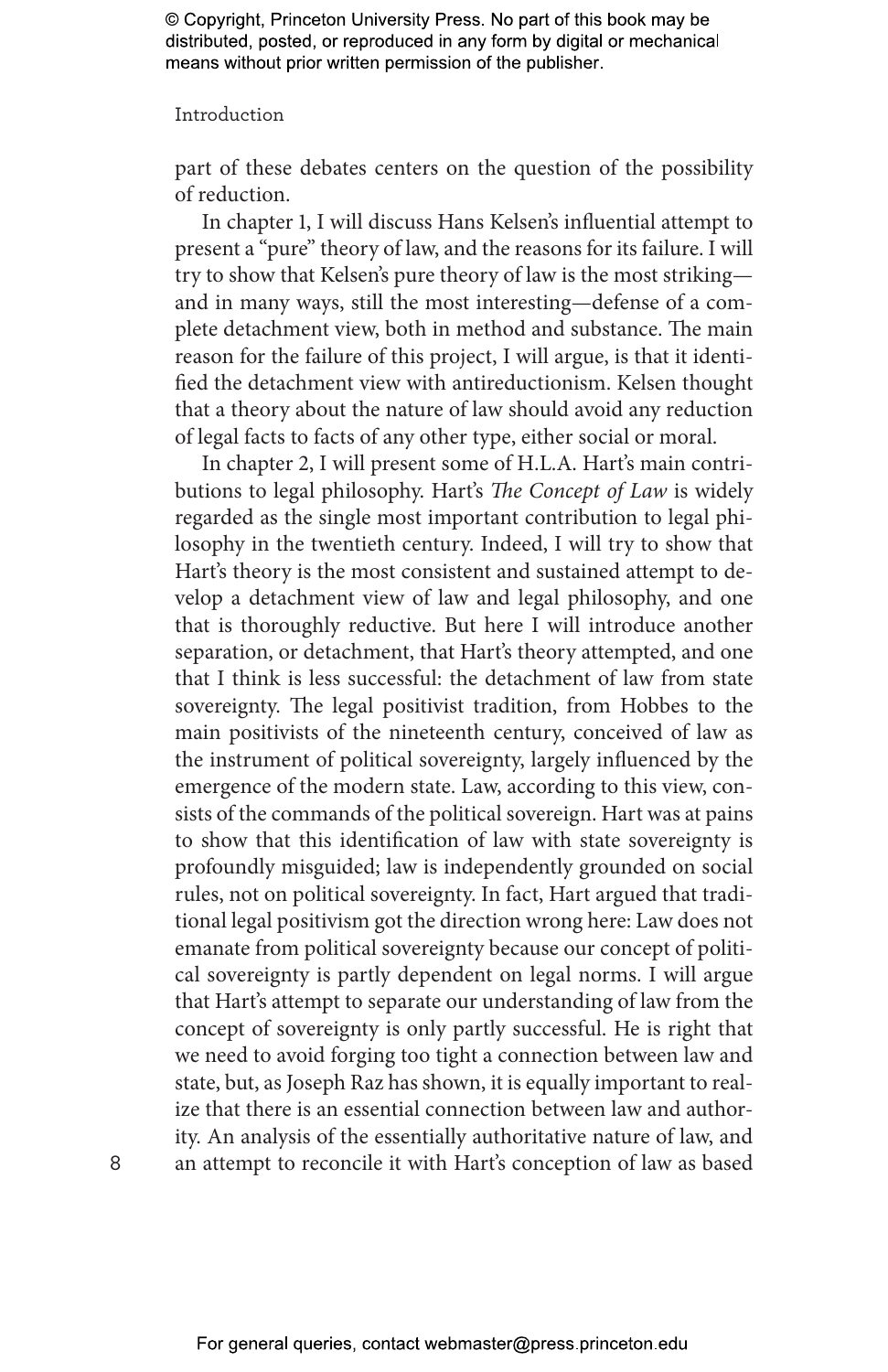part of these debates centers on the question of the possibility of reduction.

In chapter 1, I will discuss Hans Kelsen's influential attempt to present a "pure" theory of law, and the reasons for its failure. I will try to show that Kelsen's pure theory of law is the most striking—and in many ways, still the most interesting—defense of a complete detachment view, both in method and substance. The main reason for the failure of this project, I will argue, is that it identified the detachment view with antireductionism. Kelsen thought that a theory about the nature of law should avoid any reduction of legal facts to facts of any other type, either social or moral.

In chapter 2, I will present some of H.L.A. Hart's main contributions to legal philosophy. Hart's *The Concept of Law* is widely regarded as the single most important contribution to legal philosophy in the twentieth century. Indeed, I will try to show that Hart's theory is the most consistent and sustained attempt to develop a detachment view of law and legal philosophy, and one that is thoroughly reductive. But here I will introduce another separation, or detachment, that Hart's theory attempted, and one that I think is less successful: the detachment of law from state sovereignty. The legal positivist tradition, from Hobbes to the main positivists of the nineteenth century, conceived of law as the instrument of political sovereignty, largely influenced by the emergence of the modern state. Law, according to this view, consists of the commands of the political sovereign. Hart was at pains to show that this identification of law with state sovereignty is profoundly misguided; law is independently grounded on social rules, not on political sovereignty. In fact, Hart argued that traditional legal positivism got the direction wrong here: Law does not emanate from political sovereignty because our concept of political sovereignty is partly dependent on legal norms. I will argue that Hart's attempt to separate our understanding of law from the concept of sovereignty is only partly successful. He is right that we need to avoid forging too tight a connection between law and state, but, as Joseph Raz has shown, it is equally important to realize that there is an essential connection between law and authority. An analysis of the essentially authoritative nature of law, and an attempt to reconcile it with Hart's conception of law as based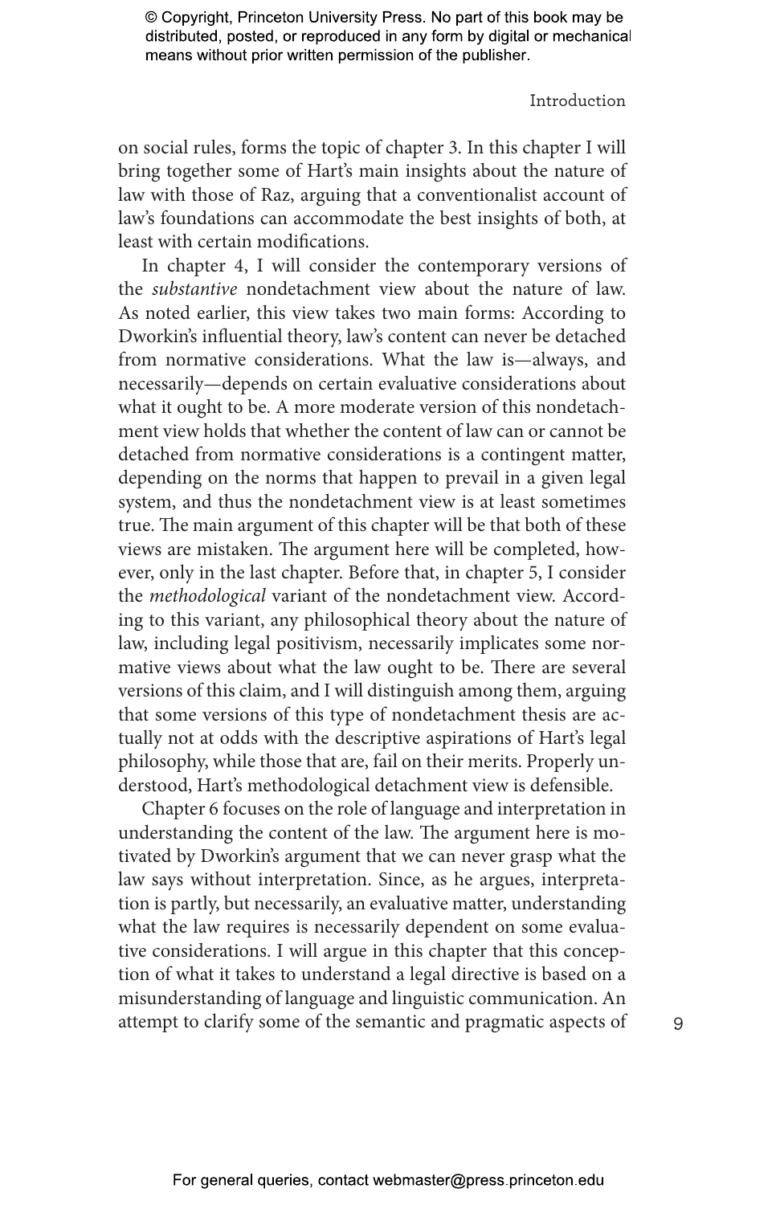on social rules, forms the topic of chapter 3. In this chapter I will bring together some of Hart's main insights about the nature of law with those of Raz, arguing that a conventionalist account of law's foundations can accommodate the best insights of both, at least with certain modifications.

In chapter 4, I will consider the contemporary versions of the *substantive* nondetachment view about the nature of law. As noted earlier, this view takes two main forms: According to Dworkin's influential theory, law's content can never be detached from normative considerations. What the law is—always, and necessarily—depends on certain evaluative considerations about what it ought to be. A more moderate version of this nondetachment view holds that whether the content of law can or cannot be detached from normative considerations is a contingent matter, depending on the norms that happen to prevail in a given legal system, and thus the nondetachment view is at least sometimes true. The main argument of this chapter will be that both of these views are mistaken. The argument here will be completed, however, only in the last chapter. Before that, in chapter 5, I consider the *methodological* variant of the nondetachment view. According to this variant, any philosophical theory about the nature of law, including legal positivism, necessarily implicates some normative views about what the law ought to be. There are several versions of this claim, and I will distinguish among them, arguing that some versions of this type of nondetachment thesis are actually not at odds with the descriptive aspirations of Hart's legal philosophy, while those that are, fail on their merits. Properly understood, Hart's methodological detachment view is defensible.

Chapter 6 focuses on the role of language and interpretation in understanding the content of the law. The argument here is motivated by Dworkin's argument that we can never grasp what the law says without interpretation. Since, as he argues, interpretation is partly, but necessarily, an evaluative matter, understanding what the law requires is necessarily dependent on some evaluative considerations. I will argue in this chapter that this conception of what it takes to understand a legal directive is based on a misunderstanding of language and linguistic communication. An attempt to clarify some of the semantic and pragmatic aspects of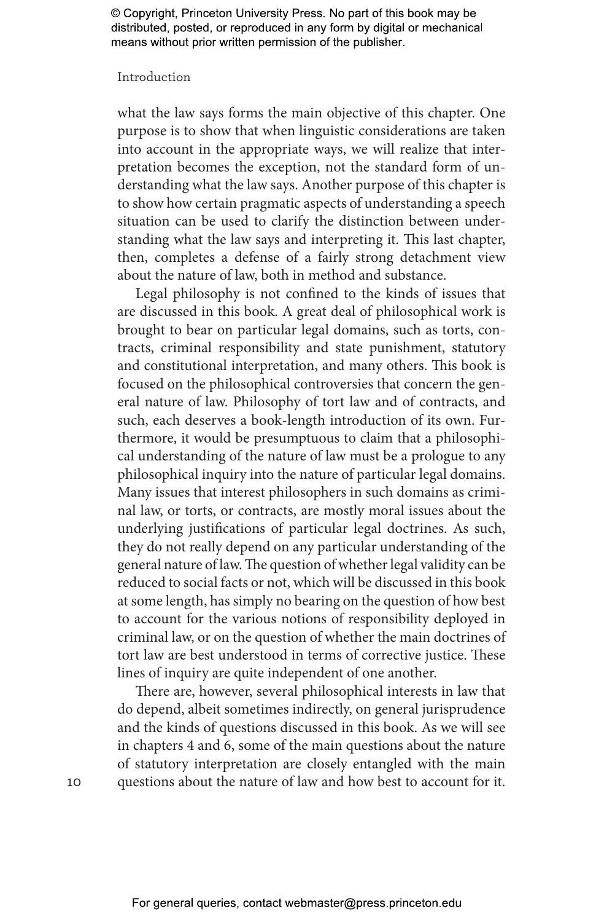what the law says forms the main objective of this chapter. One purpose is to show that when linguistic considerations are taken into account in the appropriate ways, we will realize that interpretation becomes the exception, not the standard form of understanding what the law says. Another purpose of this chapter is to show how certain pragmatic aspects of understanding a speech situation can be used to clarify the distinction between understanding what the law says and interpreting it. This last chapter, then, completes a defense of a fairly strong detachment view about the nature of law, both in method and substance.

Legal philosophy is not confined to the kinds of issues that are discussed in this book. A great deal of philosophical work is brought to bear on particular legal domains, such as torts, contracts, criminal responsibility and state punishment, statutory and constitutional interpretation, and many others. This book is focused on the philosophical controversies that concern the general nature of law. Philosophy of tort law and of contracts, and such, each deserves a book-length introduction of its own. Furthermore, it would be presumptuous to claim that a philosophical understanding of the nature of law must be a prologue to any philosophical inquiry into the nature of particular legal domains. Many issues that interest philosophers in such domains as criminal law, or torts, or contracts, are mostly moral issues about the underlying justifications of particular legal doctrines. As such, they do not really depend on any particular understanding of the general nature of law. The question of whether legal validity can be reduced to social facts or not, which will be discussed in this book at some length, has simply no bearing on the question of how best to account for the various notions of responsibility deployed in criminal law, or on the question of whether the main doctrines of tort law are best understood in terms of corrective justice. These lines of inquiry are quite independent of one another.

There are, however, several philosophical interests in law that do depend, albeit sometimes indirectly, on general jurisprudence and the kinds of questions discussed in this book. As we will see in chapters 4 and 6, some of the main questions about the nature of statutory interpretation are closely entangled with the main questions about the nature of law and how best to account for it.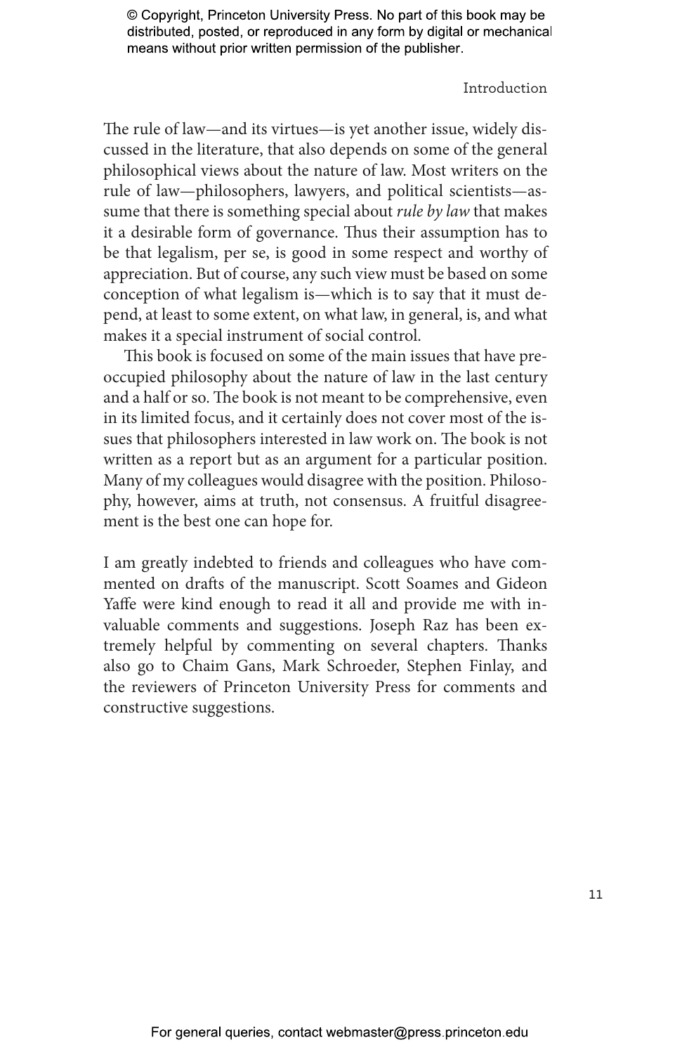The rule of law—and its virtues—is yet another issue, widely discussed in the literature, that also depends on some of the general philosophical views about the nature of law. Most writers on the rule of law—philosophers, lawyers, and political scientists—assume that there is something special about *rule by law* that makes it a desirable form of governance. Thus their assumption has to be that legalism, per se, is good in some respect and worthy of appreciation. But of course, any such view must be based on some conception of what legalism is—which is to say that it must depend, at least to some extent, on what law, in general, is, and what makes it a special instrument of social control.

This book is focused on some of the main issues that have preoccupied philosophy about the nature of law in the last century and a half or so. The book is not meant to be comprehensive, even in its limited focus, and it certainly does not cover most of the issues that philosophers interested in law work on. The book is not written as a report but as an argument for a particular position. Many of my colleagues would disagree with the position. Philosophy, however, aims at truth, not consensus. A fruitful disagreement is the best one can hope for.

I am greatly indebted to friends and colleagues who have commented on drafts of the manuscript. Scott Soames and Gideon Yaffe were kind enough to read it all and provide me with invaluable comments and suggestions. Joseph Raz has been extremely helpful by commenting on several chapters. Thanks also go to Chaim Gans, Mark Schroeder, Stephen Finlay, and the reviewers of Princeton University Press for comments and constructive suggestions.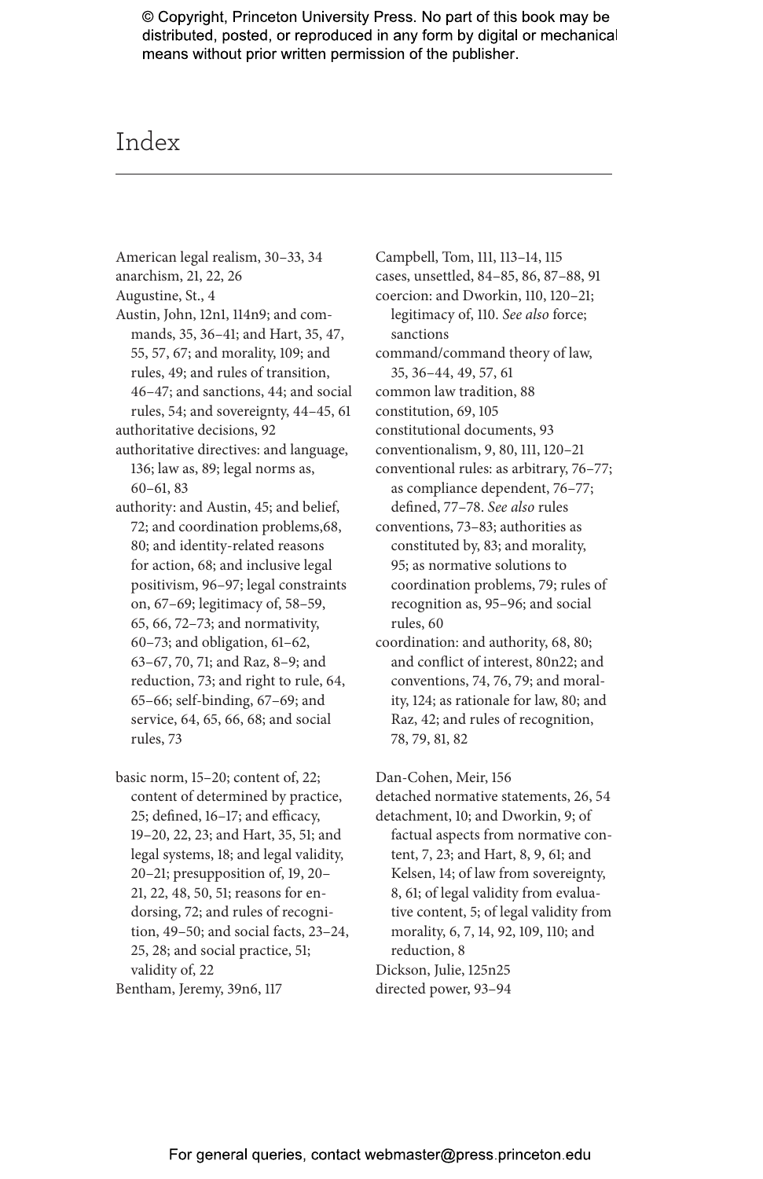# Index

American legal realism, 30–33, 34
anarchism, 21, 22, 26
Augustine, St., 4
Austin, John, 12n1, 114n9; and commands, 35, 36–41; and Hart, 35, 47, 55, 57, 67; and morality, 109; and rules, 49; and rules of transition, 46–47; and sanctions, 44; and social rules, 54; and sovereignty, 44–45, 61
authoritative decisions, 92
authoritative directives: and language, 136; law as, 89; legal norms as, 60–61, 83
authority: and Austin, 45; and belief, 72; and coordination problems,68, 80; and identity-related reasons for action, 68; and inclusive legal positivism, 96–97; legal constraints on, 67–69; legitimacy of, 58–59, 65, 66, 72–73; and normativity, 60–73; and obligation, 61–62, 63–67, 70, 71; and Raz, 8–9; and reduction, 73; and right to rule, 64, 65–66; self-binding, 67–69; and service, 64, 65, 66, 68; and social rules, 73

basic norm, 15–20; content of, 22; content of determined by practice, 25; defined, 16–17; and efficacy, 19–20, 22, 23; and Hart, 35, 51; and legal systems, 18; and legal validity, 20–21; presupposition of, 19, 20–21, 22, 48, 50, 51; reasons for endorsing, 72; and rules of recognition, 49–50; and social facts, 23–24, 25, 28; and social practice, 51; validity of, 22
Bentham, Jeremy, 39n6, 117

Campbell, Tom, 111, 113–14, 115
cases, unsettled, 84–85, 86, 87–88, 91
coercion: and Dworkin, 110, 120–21; legitimacy of, 110. *See also* force; sanctions
command/command theory of law, 35, 36–44, 49, 57, 61
common law tradition, 88
constitution, 69, 105
constitutional documents, 93
conventionalism, 9, 80, 111, 120–21
conventional rules: as arbitrary, 76–77; as compliance dependent, 76–77; defined, 77–78. *See also* rules
conventions, 73–83; authorities as constituted by, 83; and morality, 95; as normative solutions to coordination problems, 79; rules of recognition as, 95–96; and social rules, 60
coordination: and authority, 68, 80; and conflict of interest, 80n22; and conventions, 74, 76, 79; and morality, 124; as rationale for law, 80; and Raz, 42; and rules of recognition, 78, 79, 81, 82

Dan-Cohen, Meir, 156
detached normative statements, 26, 54
detachment, 10; and Dworkin, 9; of factual aspects from normative content, 7, 23; and Hart, 8, 9, 61; and Kelsen, 14; of law from sovereignty, 8, 61; of legal validity from evaluative content, 5; of legal validity from morality, 6, 7, 14, 92, 109, 110; and reduction, 8
Dickson, Julie, 125n25
directed power, 93–94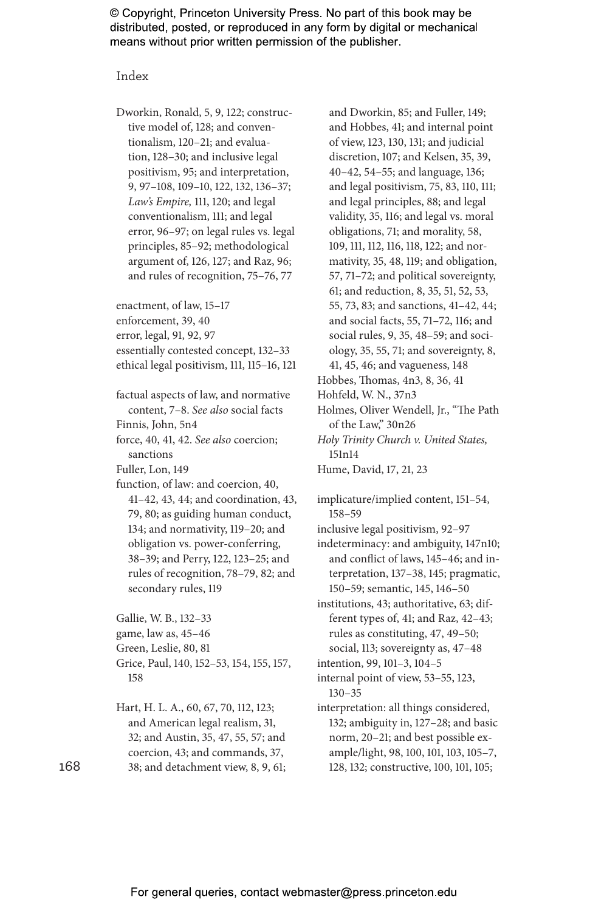Index

Dworkin, Ronald, 5, 9, 122; constructive model of, 128; and conventionalism, 120–21; and evaluation, 128–30; and inclusive legal positivism, 95; and interpretation, 9, 97–108, 109–10, 122, 132, 136–37; *Law's Empire,* 111, 120; and legal conventionalism, 111; and legal error, 96–97; on legal rules vs. legal principles, 85–92; methodological argument of, 126, 127; and Raz, 96; and rules of recognition, 75–76, 77

enactment, of law, 15–17
enforcement, 39, 40
error, legal, 91, 92, 97
essentially contested concept, 132–33
ethical legal positivism, 111, 115–16, 121

factual aspects of law, and normative content, 7–8. *See also* social facts
Finnis, John, 5n4
force, 40, 41, 42. *See also* coercion; sanctions
Fuller, Lon, 149
function, of law: and coercion, 40, 41–42, 43, 44; and coordination, 43, 79, 80; as guiding human conduct, 134; and normativity, 119–20; and obligation vs. power-conferring, 38–39; and Perry, 122, 123–25; and rules of recognition, 78–79, 82; and secondary rules, 119

Gallie, W. B., 132–33
game, law as, 45–46
Green, Leslie, 80, 81
Grice, Paul, 140, 152–53, 154, 155, 157, 158

Hart, H. L. A., 60, 67, 70, 112, 123; and American legal realism, 31, 32; and Austin, 35, 47, 55, 57; and coercion, 43; and commands, 37, 38; and detachment view, 8, 9, 61; and Dworkin, 85; and Fuller, 149; and Hobbes, 41; and internal point of view, 123, 130, 131; and judicial discretion, 107; and Kelsen, 35, 39, 40–42, 54–55; and language, 136; and legal positivism, 75, 83, 110, 111; and legal principles, 88; and legal validity, 35, 116; and legal vs. moral obligations, 71; and morality, 58, 109, 111, 112, 116, 118, 122; and normativity, 35, 48, 119; and obligation, 57, 71–72; and political sovereignty, 61; and reduction, 8, 35, 51, 52, 53, 55, 73, 83; and sanctions, 41–42, 44; and social facts, 55, 71–72, 116; and social rules, 9, 35, 48–59; and sociology, 35, 55, 71; and sovereignty, 8, 41, 45, 46; and vagueness, 148
Hobbes, Thomas, 4n3, 8, 36, 41
Hohfeld, W. N., 37n3
Holmes, Oliver Wendell, Jr., "The Path of the Law," 30n26
*Holy Trinity Church v. United States,* 151n14
Hume, David, 17, 21, 23

implicature/implied content, 151–54, 158–59
inclusive legal positivism, 92–97
indeterminacy: and ambiguity, 147n10; and conflict of laws, 145–46; and interpretation, 137–38, 145; pragmatic, 150–59; semantic, 145, 146–50
institutions, 43; authoritative, 63; different types of, 41; and Raz, 42–43; rules as constituting, 47, 49–50; social, 113; sovereignty as, 47–48
intention, 99, 101–3, 104–5
internal point of view, 53–55, 123, 130–35
interpretation: all things considered, 132; ambiguity in, 127–28; and basic norm, 20–21; and best possible example/light, 98, 100, 101, 103, 105–7, 128, 132; constructive, 100, 101, 105;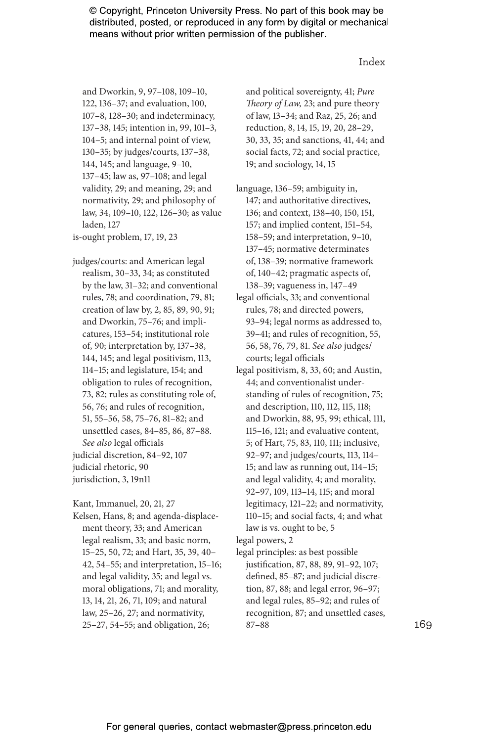and Dworkin, 9, 97–108, 109–10, 122, 136–37; and evaluation, 100, 107–8, 128–30; and indeterminacy, 137–38, 145; intention in, 99, 101–3, 104–5; and internal point of view, 130–35; by judges/courts, 137–38, 144, 145; and language, 9–10, 137–45; law as, 97–108; and legal validity, 29; and meaning, 29; and normativity, 29; and philosophy of law, 34, 109–10, 122, 126–30; as value laden, 127

is-ought problem, 17, 19, 23

judges/courts: and American legal realism, 30–33, 34; as constituted by the law, 31–32; and conventional rules, 78; and coordination, 79, 81; creation of law by, 2, 85, 89, 90, 91; and Dworkin, 75–76; and implicatures, 153–54; institutional role of, 90; interpretation by, 137–38, 144, 145; and legal positivism, 113, 114–15; and legislature, 154; and obligation to rules of recognition, 73, 82; rules as constituting role of, 56, 76; and rules of recognition, 51, 55–56, 58, 75–76, 81–82; and unsettled cases, 84–85, 86, 87–88. *See also* legal officials

judicial discretion, 84–92, 107

judicial rhetoric, 90

jurisdiction, 3, 19n11

Kant, Immanuel, 20, 21, 27

Kelsen, Hans, 8; and agenda-displacement theory, 33; and American legal realism, 33; and basic norm, 15–25, 50, 72; and Hart, 35, 39, 40–42, 54–55; and interpretation, 15–16; and legal validity, 35; and legal vs. moral obligations, 71; and morality, 13, 14, 21, 26, 71, 109; and natural law, 25–26, 27; and normativity, 25–27, 54–55; and obligation, 26; and political sovereignty, 41; *Pure Theory of Law,* 23; and pure theory of law, 13–34; and Raz, 25, 26; and reduction, 8, 14, 15, 19, 20, 28–29, 30, 33, 35; and sanctions, 41, 44; and social facts, 72; and social practice, 19; and sociology, 14, 15

language, 136–59; ambiguity in, 147; and authoritative directives, 136; and context, 138–40, 150, 151, 157; and implied content, 151–54, 158–59; and interpretation, 9–10, 137–45; normative determinates of, 138–39; normative framework of, 140–42; pragmatic aspects of, 138–39; vagueness in, 147–49

legal officials, 33; and conventional rules, 78; and directed powers, 93–94; legal norms as addressed to, 39–41; and rules of recognition, 55, 56, 58, 76, 79, 81. *See also* judges/courts; legal officials

legal positivism, 8, 33, 60; and Austin, 44; and conventionalist understanding of rules of recognition, 75; and description, 110, 112, 115, 118; and Dworkin, 88, 95, 99; ethical, 111, 115–16, 121; and evaluative content, 5; of Hart, 75, 83, 110, 111; inclusive, 92–97; and judges/courts, 113, 114–15; and law as running out, 114–15; and legal validity, 4; and morality, 92–97, 109, 113–14, 115; and moral legitimacy, 121–22; and normativity, 110–15; and social facts, 4; and what law is vs. ought to be, 5

legal powers, 2

legal principles: as best possible justification, 87, 88, 89, 91–92, 107; defined, 85–87; and judicial discretion, 87, 88; and legal error, 96–97; and legal rules, 85–92; and rules of recognition, 87; and unsettled cases, 87–88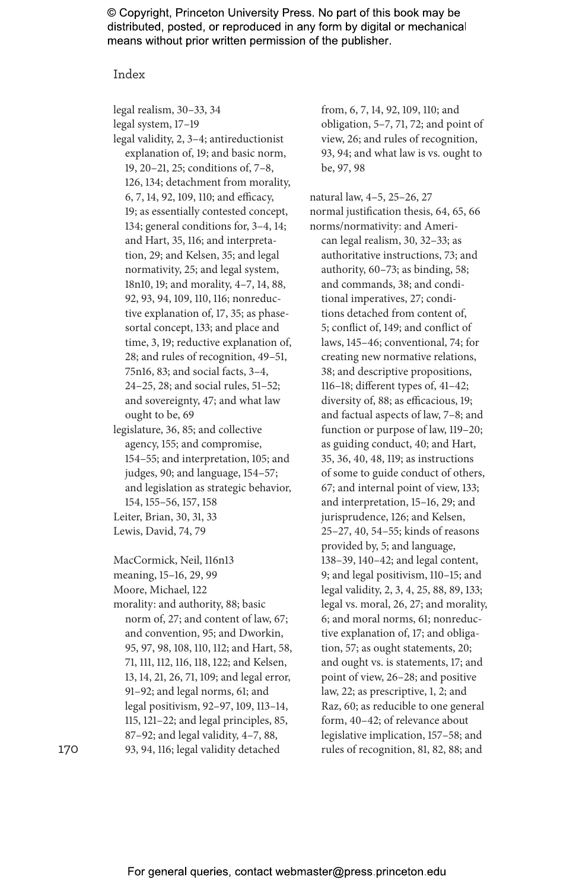# Index

legal realism, 30–33, 34
legal system, 17–19
legal validity, 2, 3–4; antireductionist explanation of, 19; and basic norm, 19, 20–21, 25; conditions of, 7–8, 126, 134; detachment from morality, 6, 7, 14, 92, 109, 110; and efficacy, 19; as essentially contested concept, 134; general conditions for, 3–4, 14; and Hart, 35, 116; and interpretation, 29; and Kelsen, 35; and legal normativity, 25; and legal system, 18n10, 19; and morality, 4–7, 14, 88, 92, 93, 94, 109, 110, 116; nonreductive explanation of, 17, 35; as phase-sortal concept, 133; and place and time, 3, 19; reductive explanation of, 28; and rules of recognition, 49–51, 75n16, 83; and social facts, 3–4, 24–25, 28; and social rules, 51–52; and sovereignty, 47; and what law ought to be, 69
legislature, 36, 85; and collective agency, 155; and compromise, 154–55; and interpretation, 105; and judges, 90; and language, 154–57; and legislation as strategic behavior, 154, 155–56, 157, 158
Leiter, Brian, 30, 31, 33
Lewis, David, 74, 79

MacCormick, Neil, 116n13
meaning, 15–16, 29, 99
Moore, Michael, 122
morality: and authority, 88; basic norm of, 27; and content of law, 67; and convention, 95; and Dworkin, 95, 97, 98, 108, 110, 112; and Hart, 58, 71, 111, 112, 116, 118, 122; and Kelsen, 13, 14, 21, 26, 71, 109; and legal error, 91–92; and legal norms, 61; and legal positivism, 92–97, 109, 113–14, 115, 121–22; and legal principles, 85, 87–92; and legal validity, 4–7, 88, 93, 94, 116; legal validity detached from, 6, 7, 14, 92, 109, 110; and obligation, 5–7, 71, 72; and point of view, 26; and rules of recognition, 93, 94; and what law is vs. ought to be, 97, 98

natural law, 4–5, 25–26, 27
normal justification thesis, 64, 65, 66
norms/normativity: and American legal realism, 30, 32–33; as authoritative instructions, 73; and authority, 60–73; as binding, 58; and commands, 38; and conditional imperatives, 27; conditions detached from content of, 5; conflict of, 149; and conflict of laws, 145–46; conventional, 74; for creating new normative relations, 38; and descriptive propositions, 116–18; different types of, 41–42; diversity of, 88; as efficacious, 19; and factual aspects of law, 7–8; and function or purpose of law, 119–20; as guiding conduct, 40; and Hart, 35, 36, 40, 48, 119; as instructions of some to guide conduct of others, 67; and internal point of view, 133; and interpretation, 15–16, 29; and jurisprudence, 126; and Kelsen, 25–27, 40, 54–55; kinds of reasons provided by, 5; and language, 138–39, 140–42; and legal content, 9; and legal positivism, 110–15; and legal validity, 2, 3, 4, 25, 88, 89, 133; legal vs. moral, 26, 27; and morality, 6; and moral norms, 61; nonreductive explanation of, 17; and obligation, 57; as ought statements, 20; and ought vs. is statements, 17; and point of view, 26–28; and positive law, 22; as prescriptive, 1, 2; and Raz, 60; as reducible to one general form, 40–42; of relevance about legislative implication, 157–58; and rules of recognition, 81, 82, 88; and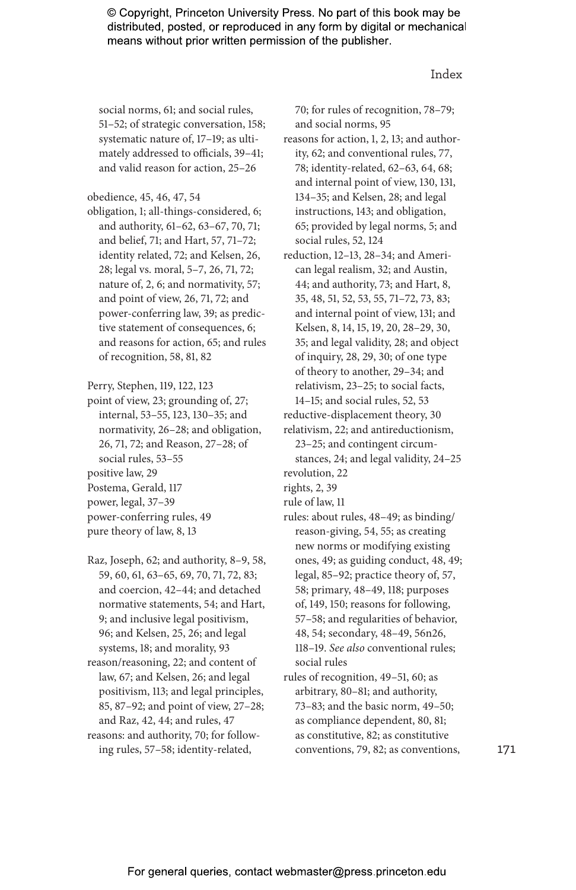social norms, 61; and social rules, 51–52; of strategic conversation, 158; systematic nature of, 17–19; as ultimately addressed to officials, 39–41; and valid reason for action, 25–26

obedience, 45, 46, 47, 54
obligation, 1; all-things-considered, 6; and authority, 61–62, 63–67, 70, 71; and belief, 71; and Hart, 57, 71–72; identity related, 72; and Kelsen, 26, 28; legal vs. moral, 5–7, 26, 71, 72; nature of, 2, 6; and normativity, 57; and point of view, 26, 71, 72; and power-conferring law, 39; as predictive statement of consequences, 6; and reasons for action, 65; and rules of recognition, 58, 81, 82

Perry, Stephen, 119, 122, 123
point of view, 23; grounding of, 27; internal, 53–55, 123, 130–35; and normativity, 26–28; and obligation, 26, 71, 72; and Reason, 27–28; of social rules, 53–55
positive law, 29
Postema, Gerald, 117
power, legal, 37–39
power-conferring rules, 49
pure theory of law, 8, 13

Raz, Joseph, 62; and authority, 8–9, 58, 59, 60, 61, 63–65, 69, 70, 71, 72, 83; and coercion, 42–44; and detached normative statements, 54; and Hart, 9; and inclusive legal positivism, 96; and Kelsen, 25, 26; and legal systems, 18; and morality, 93
reason/reasoning, 22; and content of law, 67; and Kelsen, 26; and legal positivism, 113; and legal principles, 85, 87–92; and point of view, 27–28; and Raz, 42, 44; and rules, 47
reasons: and authority, 70; for following rules, 57–58; identity-related, 70; for rules of recognition, 78–79; and social norms, 95
reasons for action, 1, 2, 13; and authority, 62; and conventional rules, 77, 78; identity-related, 62–63, 64, 68; and internal point of view, 130, 131, 134–35; and Kelsen, 28; and legal instructions, 143; and obligation, 65; provided by legal norms, 5; and social rules, 52, 124
reduction, 12–13, 28–34; and American legal realism, 32; and Austin, 44; and authority, 73; and Hart, 8, 35, 48, 51, 52, 53, 55, 71–72, 73, 83; and internal point of view, 131; and Kelsen, 8, 14, 15, 19, 20, 28–29, 30, 35; and legal validity, 28; and object of inquiry, 28, 29, 30; of one type of theory to another, 29–34; and relativism, 23–25; to social facts, 14–15; and social rules, 52, 53
reductive-displacement theory, 30
relativism, 22; and antireductionism, 23–25; and contingent circumstances, 24; and legal validity, 24–25
revolution, 22
rights, 2, 39
rule of law, 11
rules: about rules, 48–49; as binding/reason-giving, 54, 55; as creating new norms or modifying existing ones, 49; as guiding conduct, 48, 49; legal, 85–92; practice theory of, 57, 58; primary, 48–49, 118; purposes of, 149, 150; reasons for following, 57–58; and regularities of behavior, 48, 54; secondary, 48–49, 56n26, 118–19. *See also* conventional rules; social rules
rules of recognition, 49–51, 60; as arbitrary, 80–81; and authority, 73–83; and the basic norm, 49–50; as compliance dependent, 80, 81; as constitutive, 82; as constitutive conventions, 79, 82; as conventions,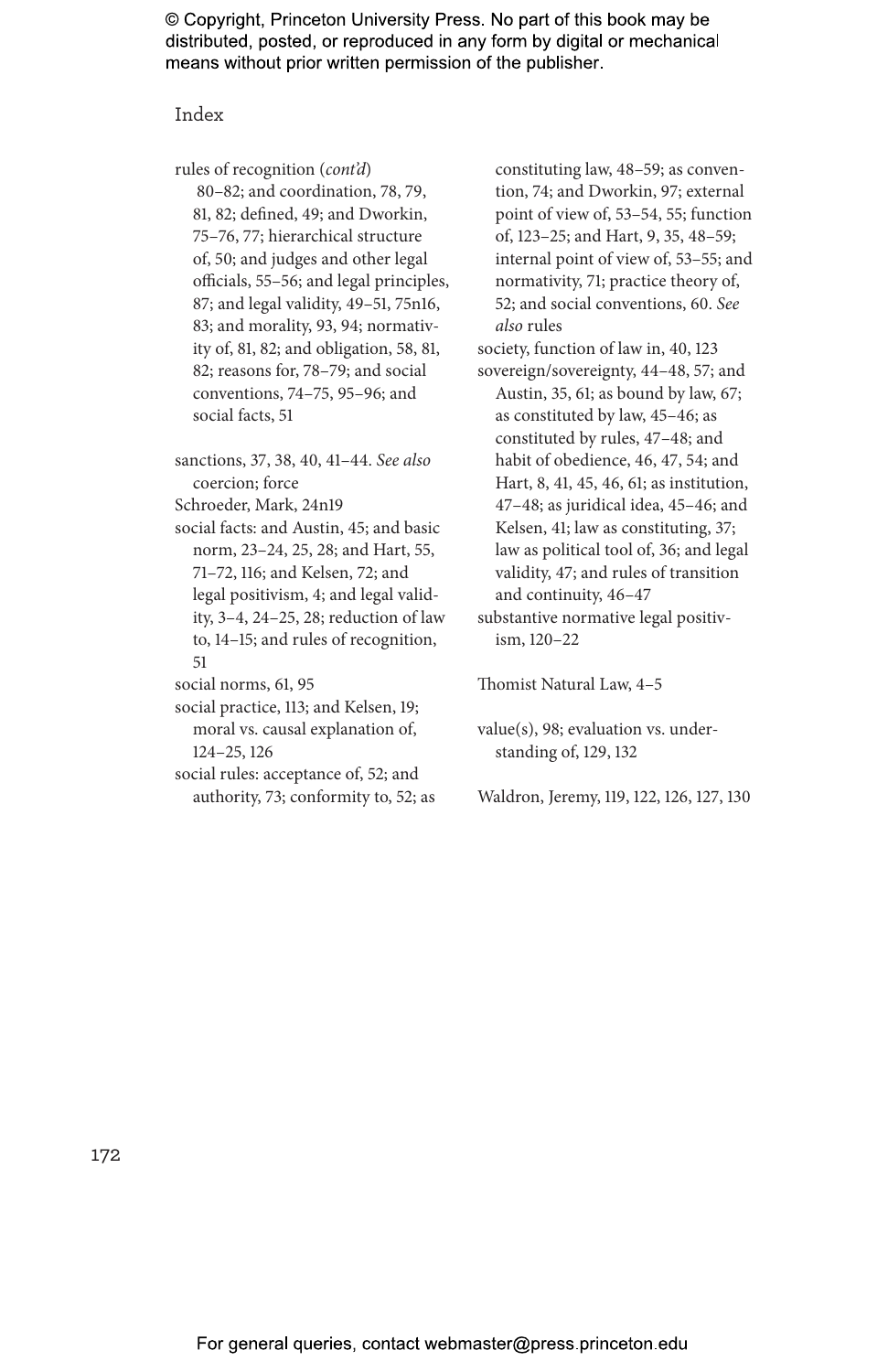rules of recognition (*cont'd*) 80–82; and coordination, 78, 79, 81, 82; defined, 49; and Dworkin, 75–76, 77; hierarchical structure of, 50; and judges and other legal officials, 55–56; and legal principles, 87; and legal validity, 49–51, 75n16, 83; and morality, 93, 94; normativity of, 81, 82; and obligation, 58, 81, 82; reasons for, 78–79; and social conventions, 74–75, 95–96; and social facts, 51

sanctions, 37, 38, 40, 41–44. *See also* coercion; force

Schroeder, Mark, 24n19

social facts: and Austin, 45; and basic norm, 23–24, 25, 28; and Hart, 55, 71–72, 116; and Kelsen, 72; and legal positivism, 4; and legal validity, 3–4, 24–25, 28; reduction of law to, 14–15; and rules of recognition, 51

social norms, 61, 95

social practice, 113; and Kelsen, 19; moral vs. causal explanation of, 124–25, 126

social rules: acceptance of, 52; and authority, 73; conformity to, 52; as constituting law, 48–59; as convention, 74; and Dworkin, 97; external point of view of, 53–54, 55; function of, 123–25; and Hart, 9, 35, 48–59; internal point of view of, 53–55; and normativity, 71; practice theory of, 52; and social conventions, 60. *See also* rules

society, function of law in, 40, 123

sovereign/sovereignty, 44–48, 57; and Austin, 35, 61; as bound by law, 67; as constituted by law, 45–46; as constituted by rules, 47–48; and habit of obedience, 46, 47, 54; and Hart, 8, 41, 45, 46, 61; as institution, 47–48; as juridical idea, 45–46; and Kelsen, 41; law as constituting, 37; law as political tool of, 36; and legal validity, 47; and rules of transition and continuity, 46–47

substantive normative legal positivism, 120–22

Thomist Natural Law, 4–5

value(s), 98; evaluation vs. understanding of, 129, 132

Waldron, Jeremy, 119, 122, 126, 127, 130